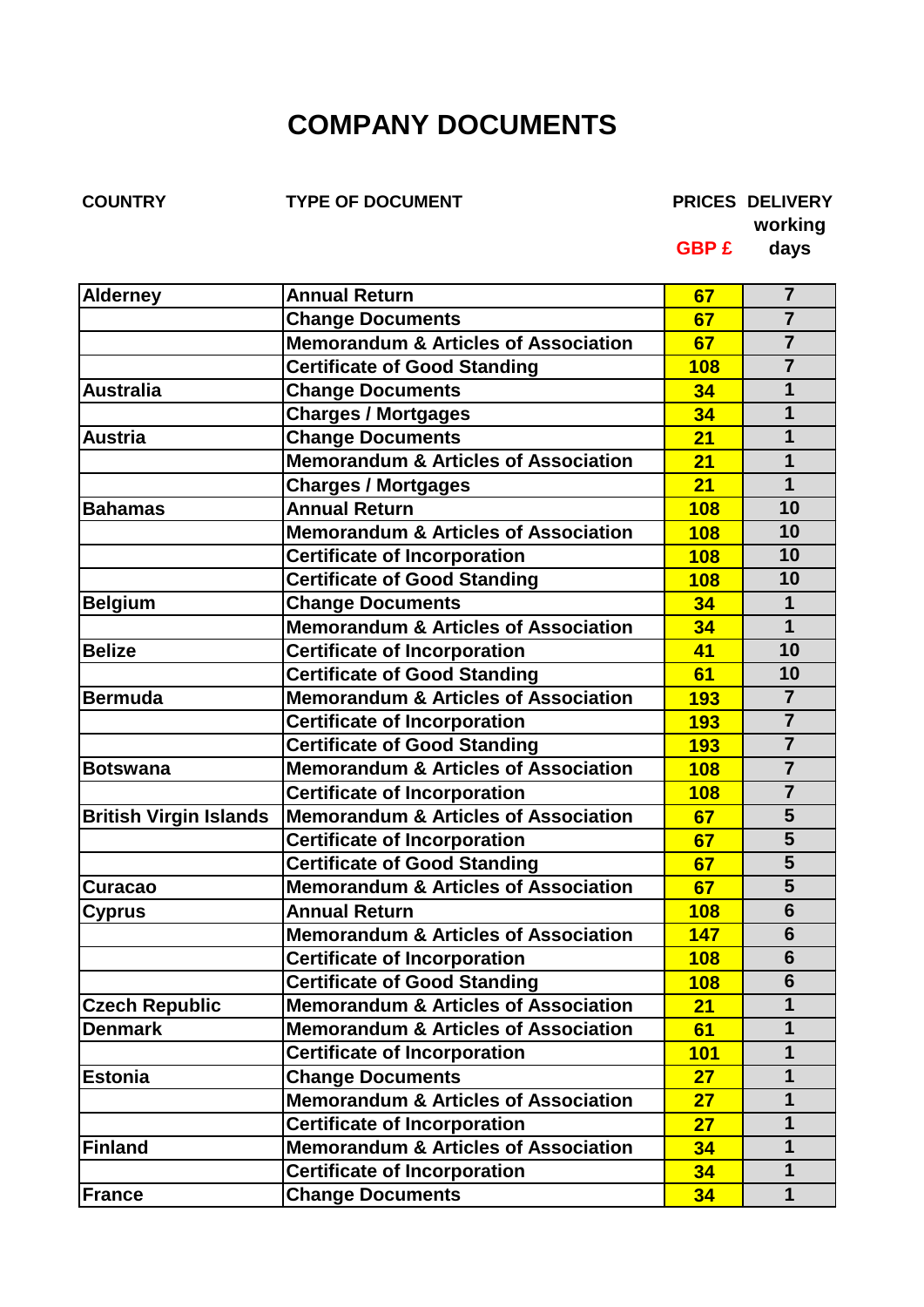# COMPANY DOCUMENTS

| COUNTRY | TYPE OF DOCUMENT | PRICES GBP £ | DELIVERY working days |
|---|---|---|---|
| Alderney | Annual Return | 67 | 7 |
| | Change Documents | 67 | 7 |
| | Memorandum & Articles of Association | 67 | 7 |
| | Certificate of Good Standing | 108 | 7 |
| Australia | Change Documents | 34 | 1 |
| | Charges / Mortgages | 34 | 1 |
| Austria | Change Documents | 21 | 1 |
| | Memorandum & Articles of Association | 21 | 1 |
| | Charges / Mortgages | 21 | 1 |
| Bahamas | Annual Return | 108 | 10 |
| | Memorandum & Articles of Association | 108 | 10 |
| | Certificate of Incorporation | 108 | 10 |
| | Certificate of Good Standing | 108 | 10 |
| Belgium | Change Documents | 34 | 1 |
| | Memorandum & Articles of Association | 34 | 1 |
| Belize | Certificate of Incorporation | 41 | 10 |
| | Certificate of Good Standing | 61 | 10 |
| Bermuda | Memorandum & Articles of Association | 193 | 7 |
| | Certificate of Incorporation | 193 | 7 |
| | Certificate of Good Standing | 193 | 7 |
| Botswana | Memorandum & Articles of Association | 108 | 7 |
| | Certificate of Incorporation | 108 | 7 |
| British Virgin Islands | Memorandum & Articles of Association | 67 | 5 |
| | Certificate of Incorporation | 67 | 5 |
| | Certificate of Good Standing | 67 | 5 |
| Curacao | Memorandum & Articles of Association | 67 | 5 |
| Cyprus | Annual Return | 108 | 6 |
| | Memorandum & Articles of Association | 147 | 6 |
| | Certificate of Incorporation | 108 | 6 |
| | Certificate of Good Standing | 108 | 6 |
| Czech Republic | Memorandum & Articles of Association | 21 | 1 |
| Denmark | Memorandum & Articles of Association | 61 | 1 |
| | Certificate of Incorporation | 101 | 1 |
| Estonia | Change Documents | 27 | 1 |
| | Memorandum & Articles of Association | 27 | 1 |
| | Certificate of Incorporation | 27 | 1 |
| Finland | Memorandum & Articles of Association | 34 | 1 |
| | Certificate of Incorporation | 34 | 1 |
| France | Change Documents | 34 | 1 |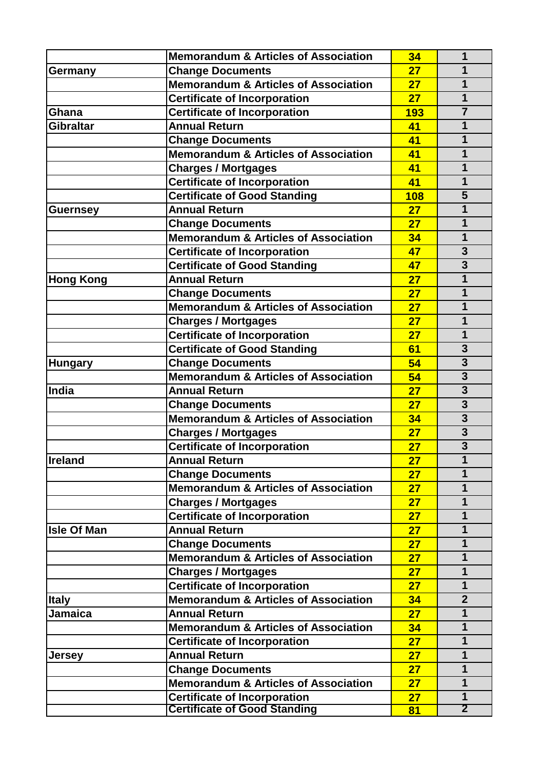|  | Memorandum & Articles of Association | 34 | 1 |
|---|---|---|---|
| Germany | Change Documents | 27 | 1 |
|  | Memorandum & Articles of Association | 27 | 1 |
|  | Certificate of Incorporation | 27 | 1 |
| Ghana | Certificate of Incorporation | 193 | 7 |
| Gibraltar | Annual Return | 41 | 1 |
|  | Change Documents | 41 | 1 |
|  | Memorandum & Articles of Association | 41 | 1 |
|  | Charges / Mortgages | 41 | 1 |
|  | Certificate of Incorporation | 41 | 1 |
|  | Certificate of Good Standing | 108 | 5 |
| Guernsey | Annual Return | 27 | 1 |
|  | Change Documents | 27 | 1 |
|  | Memorandum & Articles of Association | 34 | 1 |
|  | Certificate of Incorporation | 47 | 3 |
|  | Certificate of Good Standing | 47 | 3 |
| Hong Kong | Annual Return | 27 | 1 |
|  | Change Documents | 27 | 1 |
|  | Memorandum & Articles of Association | 27 | 1 |
|  | Charges / Mortgages | 27 | 1 |
|  | Certificate of Incorporation | 27 | 1 |
|  | Certificate of Good Standing | 61 | 3 |
| Hungary | Change Documents | 54 | 3 |
|  | Memorandum & Articles of Association | 54 | 3 |
| India | Annual Return | 27 | 3 |
|  | Change Documents | 27 | 3 |
|  | Memorandum & Articles of Association | 34 | 3 |
|  | Charges / Mortgages | 27 | 3 |
|  | Certificate of Incorporation | 27 | 3 |
| Ireland | Annual Return | 27 | 1 |
|  | Change Documents | 27 | 1 |
|  | Memorandum & Articles of Association | 27 | 1 |
|  | Charges / Mortgages | 27 | 1 |
|  | Certificate of Incorporation | 27 | 1 |
| Isle Of Man | Annual Return | 27 | 1 |
|  | Change Documents | 27 | 1 |
|  | Memorandum & Articles of Association | 27 | 1 |
|  | Charges / Mortgages | 27 | 1 |
|  | Certificate of Incorporation | 27 | 1 |
| Italy | Memorandum & Articles of Association | 34 | 2 |
| Jamaica | Annual Return | 27 | 1 |
|  | Memorandum & Articles of Association | 34 | 1 |
|  | Certificate of Incorporation | 27 | 1 |
| Jersey | Annual Return | 27 | 1 |
|  | Change Documents | 27 | 1 |
|  | Memorandum & Articles of Association | 27 | 1 |
|  | Certificate of Incorporation | 27 | 1 |
|  | Certificate of Good Standing | 81 | 2 |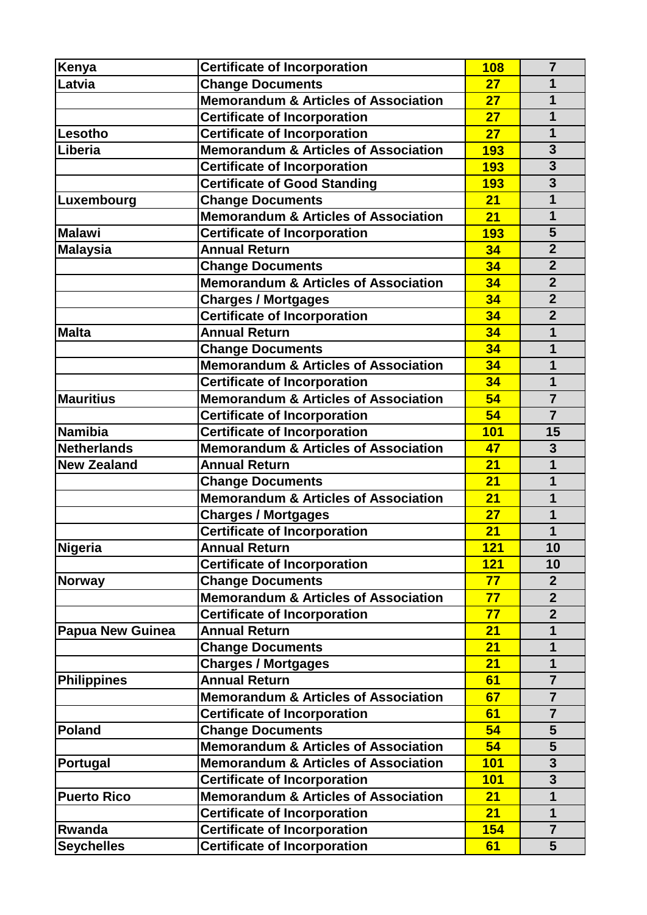| | | | |
|---|---|---|---|
| **Kenya** | **Certificate of Incorporation** | **108** | **7** |
| **Latvia** | **Change Documents** | **27** | **1** |
| | **Memorandum & Articles of Association** | **27** | **1** |
| | **Certificate of Incorporation** | **27** | **1** |
| **Lesotho** | **Certificate of Incorporation** | **27** | **1** |
| **Liberia** | **Memorandum & Articles of Association** | **193** | **3** |
| | **Certificate of Incorporation** | **193** | **3** |
| | **Certificate of Good Standing** | **193** | **3** |
| **Luxembourg** | **Change Documents** | **21** | **1** |
| | **Memorandum & Articles of Association** | **21** | **1** |
| **Malawi** | **Certificate of Incorporation** | **193** | **5** |
| **Malaysia** | **Annual Return** | **34** | **2** |
| | **Change Documents** | **34** | **2** |
| | **Memorandum & Articles of Association** | **34** | **2** |
| | **Charges / Mortgages** | **34** | **2** |
| | **Certificate of Incorporation** | **34** | **2** |
| **Malta** | **Annual Return** | **34** | **1** |
| | **Change Documents** | **34** | **1** |
| | **Memorandum & Articles of Association** | **34** | **1** |
| | **Certificate of Incorporation** | **34** | **1** |
| **Mauritius** | **Memorandum & Articles of Association** | **54** | **7** |
| | **Certificate of Incorporation** | **54** | **7** |
| **Namibia** | **Certificate of Incorporation** | **101** | **15** |
| **Netherlands** | **Memorandum & Articles of Association** | **47** | **3** |
| **New Zealand** | **Annual Return** | **21** | **1** |
| | **Change Documents** | **21** | **1** |
| | **Memorandum & Articles of Association** | **21** | **1** |
| | **Charges / Mortgages** | **27** | **1** |
| | **Certificate of Incorporation** | **21** | **1** |
| **Nigeria** | **Annual Return** | **121** | **10** |
| | **Certificate of Incorporation** | **121** | **10** |
| **Norway** | **Change Documents** | **77** | **2** |
| | **Memorandum & Articles of Association** | **77** | **2** |
| | **Certificate of Incorporation** | **77** | **2** |
| **Papua New Guinea** | **Annual Return** | **21** | **1** |
| | **Change Documents** | **21** | **1** |
| | **Charges / Mortgages** | **21** | **1** |
| **Philippines** | **Annual Return** | **61** | **7** |
| | **Memorandum & Articles of Association** | **67** | **7** |
| | **Certificate of Incorporation** | **61** | **7** |
| **Poland** | **Change Documents** | **54** | **5** |
| | **Memorandum & Articles of Association** | **54** | **5** |
| **Portugal** | **Memorandum & Articles of Association** | **101** | **3** |
| | **Certificate of Incorporation** | **101** | **3** |
| **Puerto Rico** | **Memorandum & Articles of Association** | **21** | **1** |
| | **Certificate of Incorporation** | **21** | **1** |
| **Rwanda** | **Certificate of Incorporation** | **154** | **7** |
| **Seychelles** | **Certificate of Incorporation** | **61** | **5** |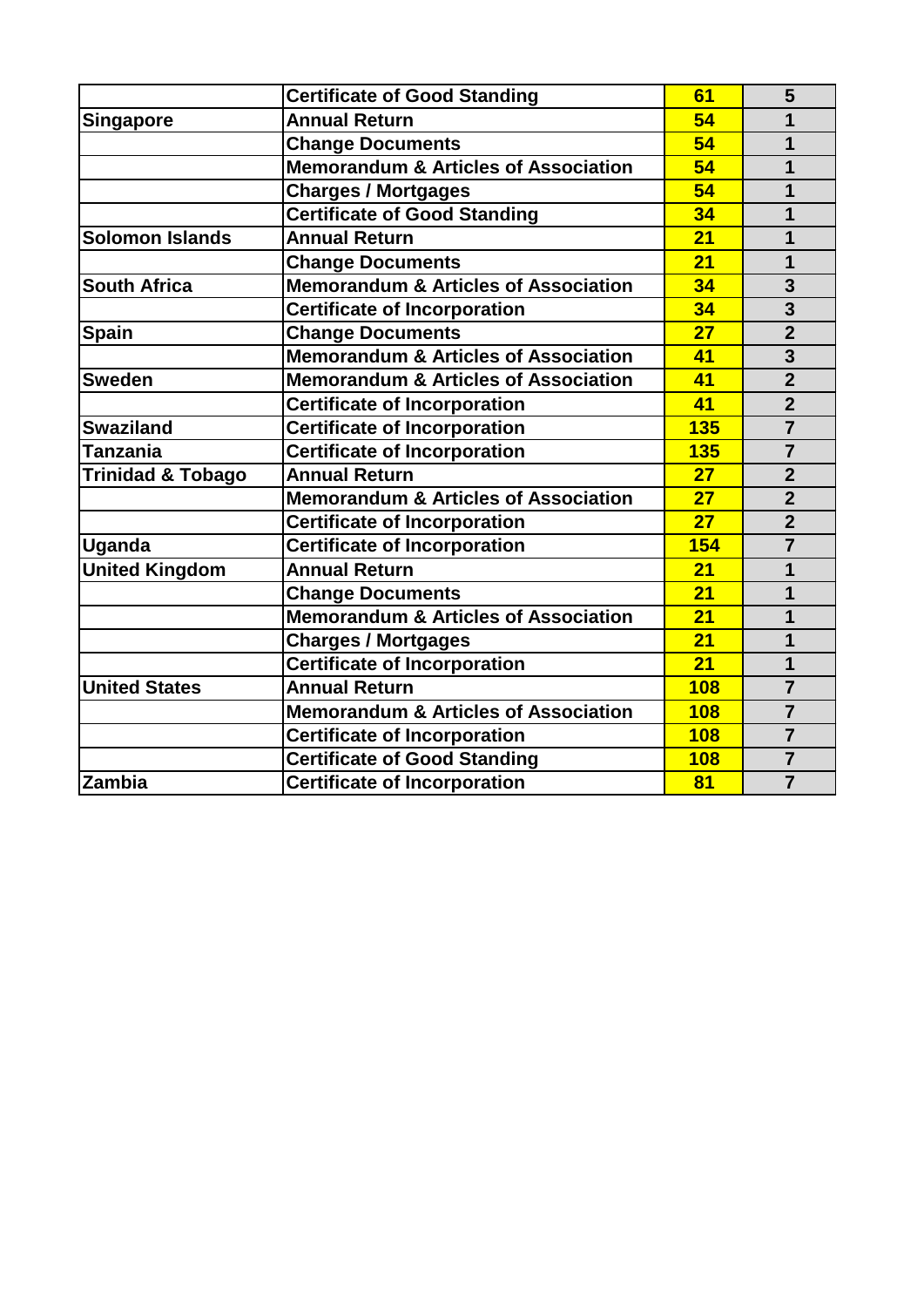| | | | |
|---|---|---|---|
| | **Certificate of Good Standing** | **61** | **5** |
| **Singapore** | **Annual Return** | **54** | **1** |
| | **Change Documents** | **54** | **1** |
| | **Memorandum & Articles of Association** | **54** | **1** |
| | **Charges / Mortgages** | **54** | **1** |
| | **Certificate of Good Standing** | **34** | **1** |
| **Solomon Islands** | **Annual Return** | **21** | **1** |
| | **Change Documents** | **21** | **1** |
| **South Africa** | **Memorandum & Articles of Association** | **34** | **3** |
| | **Certificate of Incorporation** | **34** | **3** |
| **Spain** | **Change Documents** | **27** | **2** |
| | **Memorandum & Articles of Association** | **41** | **3** |
| **Sweden** | **Memorandum & Articles of Association** | **41** | **2** |
| | **Certificate of Incorporation** | **41** | **2** |
| **Swaziland** | **Certificate of Incorporation** | **135** | **7** |
| **Tanzania** | **Certificate of Incorporation** | **135** | **7** |
| **Trinidad & Tobago** | **Annual Return** | **27** | **2** |
| | **Memorandum & Articles of Association** | **27** | **2** |
| | **Certificate of Incorporation** | **27** | **2** |
| **Uganda** | **Certificate of Incorporation** | **154** | **7** |
| **United Kingdom** | **Annual Return** | **21** | **1** |
| | **Change Documents** | **21** | **1** |
| | **Memorandum & Articles of Association** | **21** | **1** |
| | **Charges / Mortgages** | **21** | **1** |
| | **Certificate of Incorporation** | **21** | **1** |
| **United States** | **Annual Return** | **108** | **7** |
| | **Memorandum & Articles of Association** | **108** | **7** |
| | **Certificate of Incorporation** | **108** | **7** |
| | **Certificate of Good Standing** | **108** | **7** |
| **Zambia** | **Certificate of Incorporation** | **81** | **7** |